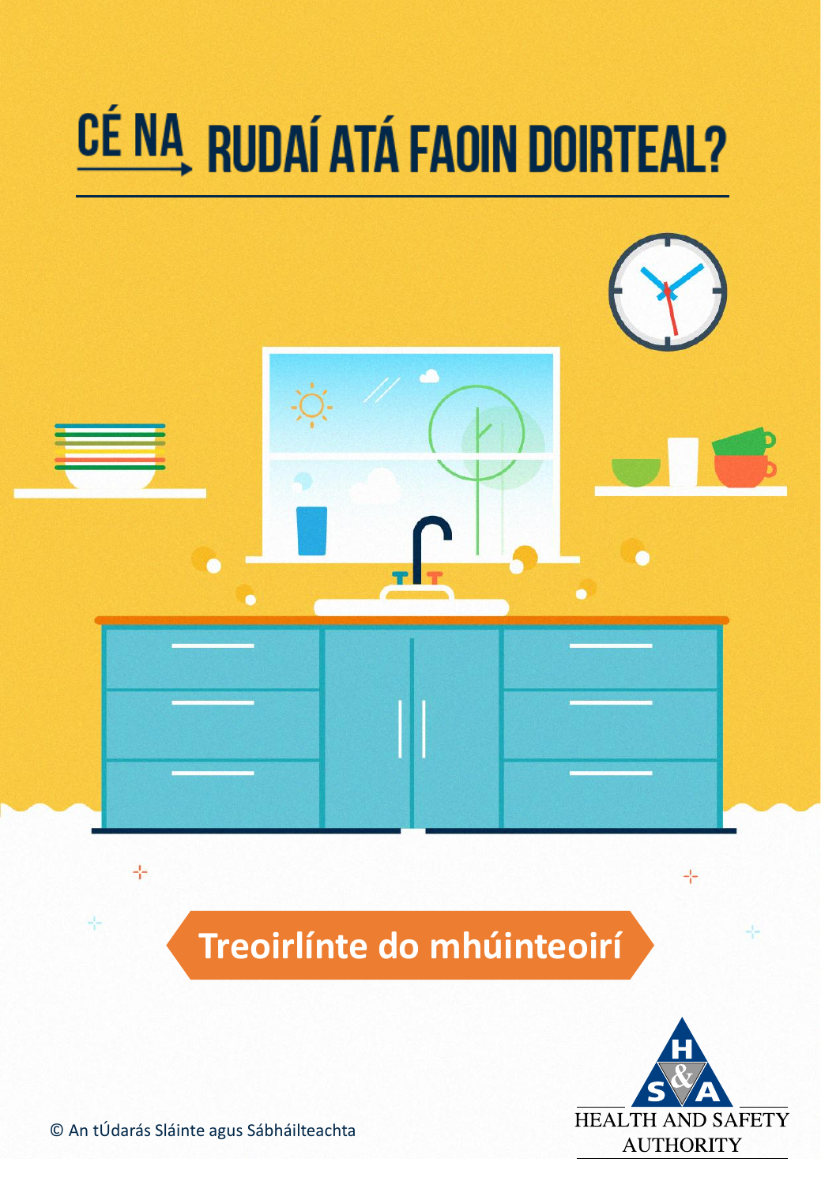# CÉ NA RUDAÍ ATÁ FAOIN DOIRTEAL?

## Treoirlínte do mhúinteoirí

© An tÚdarás Sláinte agus Sábháilteachta

HEALTH AND SAFETY AUTHORITY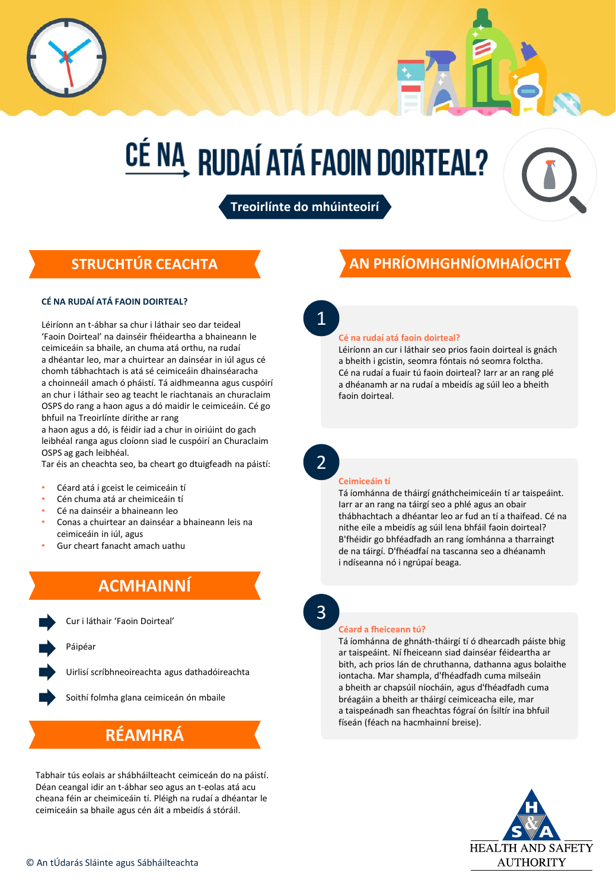# CÉ NA RUDAÍ ATÁ FAOIN DOIRTEAL?

**Treoirlínte do mhúinteoirí**

## STRUCHTÚR CEACHTA

**CÉ NA RUDAÍ ATÁ FAOIN DOIRTEAL?**

Léiríonn an t-ábhar sa chur i láthair seo dar teideal 'Faoin Doirteal' na dainséir fhéideartha a bhaineann le ceimiceáin sa bhaile, an chuma atá orthu, na rudaí a dhéantar leo, mar a chuirtear an dainséar in iúl agus cé chomh tábhachtach is atá sé ceimiceáin dhainséaracha a choinneáil amach ó pháistí. Tá aidhmeanna agus cuspóirí an chur i láthair seo ag teacht le riachtanais an churaclaim OSPS do rang a haon agus a dó maidir le ceimiceáin. Cé go bhfuil na Treoirlínte dírithe ar rang a haon agus a dó, is féidir iad a chur in oiriúint do gach leibhéal ranga agus cloíonn siad le cuspóirí an Churaclaim OSPS ag gach leibhéal.
Tar éis an cheachta seo, ba cheart go dtuigfeadh na páistí:

- Céard atá i gceist le ceimiceáin tí
- Cén chuma atá ar cheimiceáin tí
- Cé na dainséir a bhaineann leo
- Conas a chuirtear an dainséar a bhaineann leis na ceimiceáin in iúl, agus
- Gur cheart fanacht amach uathu

## ACMHAINNÍ

- Cur i láthair 'Faoin Doirteal'
- Páipéar
- Uirlisí scríbhneoireachta agus dathadóireachta
- Soithí folmha glana ceimiceán ón mbaile

## RÉAMHRÁ

Tabhair tús eolais ar shábháilteacht ceimiceán do na páistí. Déan ceangal idir an t-ábhar seo agus an t-eolas atá acu cheana féin ar cheimiceáin tí. Pléigh na rudaí a dhéantar le ceimiceáin sa bhaile agus cén áit a mbeidís á stóráil.

## AN PHRÍOMHGHNÍOMHAÍOCHT

### 1

**Cé na rudaí atá faoin doirteal?**
Léiríonn an cur i láthair seo prios faoin doirteal is gnách a bheith i gcistin, seomra fóntais nó seomra folctha. Cé na rudaí a fuair tú faoin doirteal? Iarr ar an rang plé a dhéanamh ar na rudaí a mbeidís ag súil leo a bheith faoin doirteal.

### 2

**Ceimiceáin tí**
Tá íomhánna de tháirgí gnáthcheimiceán tí ar taispeáint. Iarr ar an rang na táirgí seo a phlé agus an obair thábhachtach a dhéantar leo ar fud an tí a thaifead. Cé na nithe eile a mbeidís ag súil lena bhfáil faoin doirteal? B'fhéidir go bhféadfadh an rang íomhánna a tharraingt de na táirgí. D'fhéadfaí na tascanna seo a dhéanamh i ndíseanna nó i ngrúpaí beaga.

### 3

**Céard a fheiceann tú?**
Tá íomhánna de ghnáth-tháirgí tí ó dhearcadh páiste bhig ar taispeáint. Ní fheiceann siad dainséar féideartha ar bith, ach prios lán de chruthanna, dathanna agus bolaithe iontacha. Mar shampla, d'fhéadfadh cuma milseáin a bheith ar chapsúil níocháin, agus d'fhéadfadh cuma bréagáin a bheith ar tháirgí ceimiceacha eile, mar a taispeánadh san fheachtas fógraí ón Íslitír ina bhfuil físeán (féach na hacmhainní breise).

HEALTH AND SAFETY AUTHORITY

© An tÚdarás Sláinte agus Sábháilteachta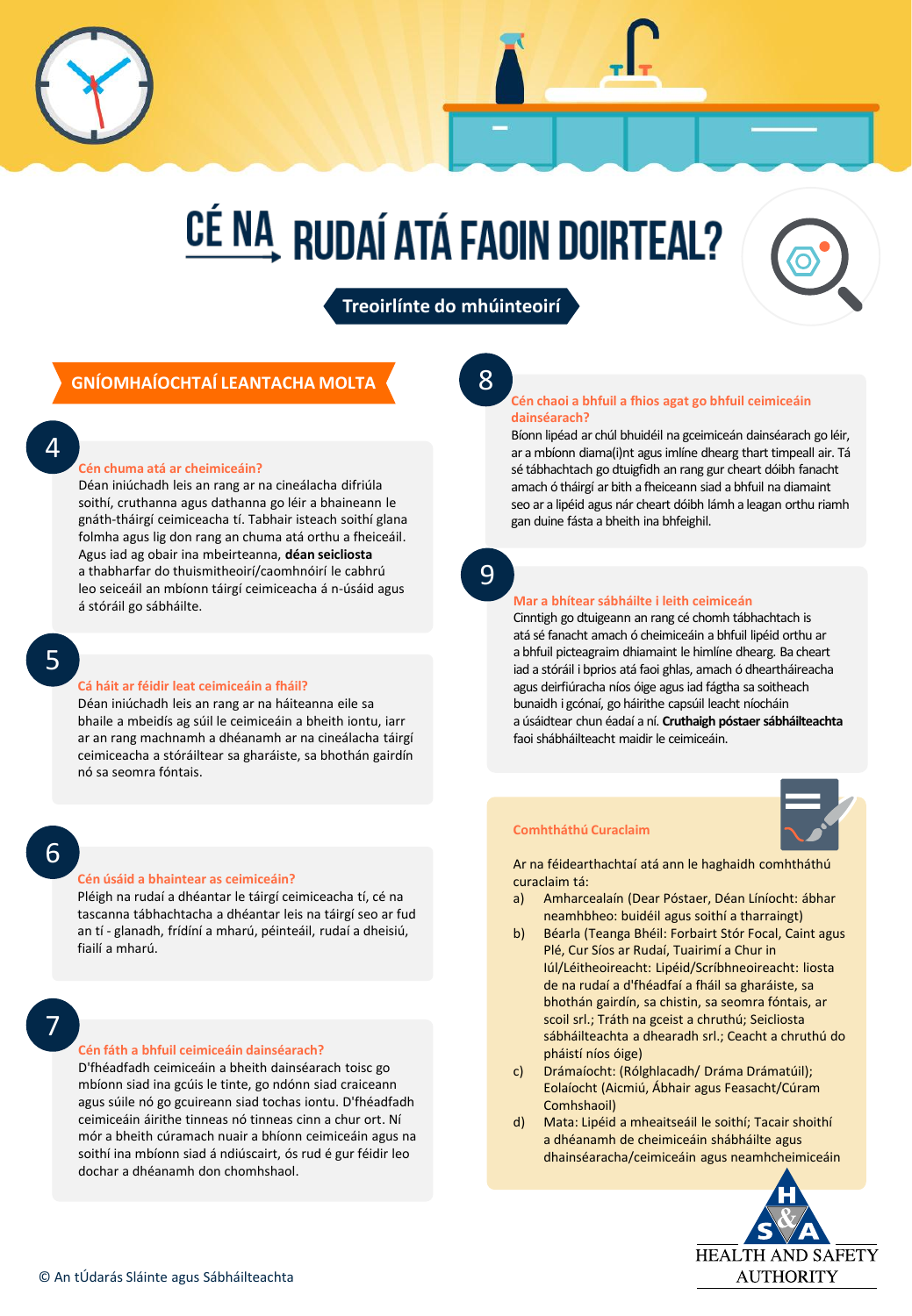# CÉ NA RUDAÍ ATÁ FAOIN DOIRTEAL?

**Treoirlínte do mhúinteoirí**

## GNÍOMHAÍOCHTAÍ LEANTACHA MOLTA

### 4

**Cén chuma atá ar cheimiceáin?**

Déan iniúchadh leis an rang ar na cineálacha difriúla soithí, cruthanna agus dathanna go léir a bhaineann le gnáth-tháirgí ceimiceacha tí. Tabhair isteach soithí glana folmha agus lig don rang an chuma atá orthu a fheiceáil. Agus iad ag obair ina mbeirteanna, **déan seicliosta** a thabharfar do thuismitheoirí/caomhnóirí le cabhrú leo seiceáil an mbíonn táirgí ceimiceacha á n-úsáid agus á stóráil go sábháilte.

### 5

**Cá háit ar féidir leat ceimiceáin a fháil?**

Déan iniúchadh leis an rang ar na háiteanna eile sa bhaile a mbeidís ag súil le ceimiceáin a bheith iontu, iarr ar an rang machnamh a dhéanamh ar na cineálacha táirgí ceimiceacha a stóráiltear sa gharáiste, sa bhothán gairdín nó sa seomra fóntais.

### 6

**Cén úsáid a bhaintear as ceimiceáin?**

Pléigh na rudaí a dhéantar le táirgí ceimiceacha tí, cé na tascanna tábhachtacha a dhéantar leis na táirgí seo ar fud an tí - glanadh, frídíní a mharú, péinteáil, rudaí a dheisiú, fiailí a mharú.

### 7

**Cén fáth a bhfuil ceimiceáin dainséarach?**

D'fhéadfadh ceimiceáin a bheith dainséarach toisc go mbíonn siad ina gcúis le tinte, go ndónn siad craiceann agus súile nó go gcuireann siad tochas iontu. D'fhéadfadh ceimiceáin áirithe tinneas nó tinneas cinn a chur ort. Ní mór a bheith cúramach nuair a bhíonn ceimiceáin agus na soithí ina mbíonn siad á ndiúscairt, ós rud é gur féidir leo dochar a dhéanamh don chomhshaol.

### 8

**Cén chaoi a bhfuil a fhios agat go bhfuil ceimiceáin dainséarach?**

Bíonn lipéad ar chúl bhuidéil na gceimiceán dainséarach go léir, ar a mbíonn diama(i)nt agus imlíne dhearg thart timpeall air. Tá sé tábhachtach go dtuigfidh an rang gur cheart dóibh fanacht amach ó tháirgí ar bith a fheiceann siad a bhfuil na diamaint seo ar a lipéad agus nár cheart dóibh lámh a leagan orthu riamh gan duine fásta a bheith ina bhfeighil.

### 9

**Mar a bhítear sábháilte i leith ceimiceán**

Cinntigh go dtuigeann an rang cé chomh tábhachtach is atá sé fanacht amach ó cheimiceáin a bhfuil lipéid orthu ar a bhfuil picteagraim dhiamaint le himlíne dhearg. Ba cheart iad a stóráil i bprios atá faoi ghlas, amach ó dheartháireacha agus deirfiúracha níos óige agus iad fágtha sa soitheach bunaidh i gcónaí, go háirithe capsúil leacht níocháin a úsáidtear chun éadaí a ní. **Cruthaigh póstaer sábháilteachta** faoi shábháilteacht maidir le ceimiceáin.

### Comhtháthú Curaclaim

Ar na féidearthachtaí atá ann le haghaidh comhtháthú curaclaim tá:

a) Amharcealaín (Dear Póstaer, Déan Líníocht: ábhar neamhbheo: buidéil agus soithí a tharraingt)

b) Béarla (Teanga Bhéil: Forbairt Stór Focal, Caint agus Plé, Cur Síos ar Rudaí, Tuairimí a Chur in Iúl/Léitheoireacht: Lipéid/Scríbhneoireacht: liosta de na rudaí a d'fhéadfaí a fháil sa gharáiste, sa bhothán gairdín, sa chistin, sa seomra fóntais, ar scoil srl.; Tráth na gceist a chruthú; Seicliosta sábháilteachta a dhearadh srl.; Ceacht a chruthú do pháistí níos óige)

c) Drámaíocht: (Rólghlacadh/ Dráma Drámatúil); Eolaíocht (Aicmiú, Ábhair agus Feasacht/Cúram Comhshaoil)

d) Mata: Lipéid a mheaitseáil le soithí; Tacair shoithí a dhéanamh de cheimiceáin shábháilte agus dhainséaracha/ceimiceáin agus neamhcheimiceáin

HEALTH AND SAFETY AUTHORITY

© An tÚdarás Sláinte agus Sábháilteachta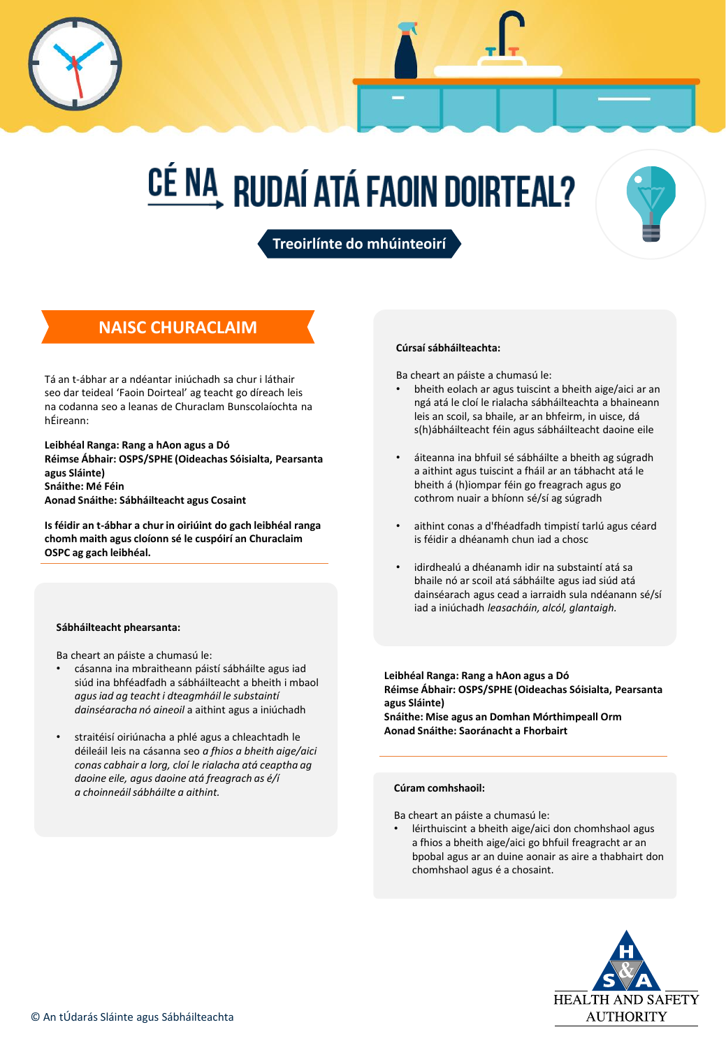# CÉ NA RUDAÍ ATÁ FAOIN DOIRTEAL?

**Treoirlínte do mhúinteoirí**

## NAISC CHURACLAIM

Tá an t-ábhar ar a ndéantar iniúchadh sa chur i láthair seo dar teideal 'Faoin Doirteal' ag teacht go díreach leis na codanna seo a leanas de Churaclam Bunscolaíochta na hÉireann:

**Leibhéal Ranga: Rang a hAon agus a Dó**
**Réimse Ábhair: OSPS/SPHE (Oideachas Sóisialta, Pearsanta agus Sláinte)**
**Snáithe: Mé Féin**
**Aonad Snáithe: Sábháilteacht agus Cosaint**

**Is féidir an t-ábhar a chur in oiriúint do gach leibhéal ranga chomh maith agus cloíonn sé le cuspóirí an Churaclaim OSPC ag gach leibhéal.**

**Sábháilteacht phearsanta:**

Ba cheart an páiste a chumasú le:

- cásanna ina mbraitheann páistí sábháilte agus iad siúd ina bhféadfadh a sábháilteacht a bheith i mbaol *agus iad ag teacht i dteagmháil le substaintí dainséaracha nó aineoil* a aithint agus a iniúchadh
- straitéisí oiriúnacha a phlé agus a chleachtadh le déileáil leis na cásanna seo *a fhios a bheith aige/aici conas cabhair a lorg, cloí le rialacha atá ceaptha ag daoine eile, agus daoine atá freagrach as é/í a choinneáil sábháilte a aithint.*

**Cúrsaí sábháilteachta:**

Ba cheart an páiste a chumasú le:

- bheith eolach ar agus tuiscint a bheith aige/aici ar an ngá atá le cloí le rialacha sábháilteachta a bhaineann leis an scoil, sa bhaile, ar an bhfeirm, in uisce, dá s(h)ábháilteacht féin agus sábháilteacht daoine eile
- áiteanna ina bhfuil sé sábháilte a bheith ag súgradh a aithint agus tuiscint a fháil ar an tábhacht atá le bheith á (h)iompar féin go freagrach agus go cothrom nuair a bhíonn sé/sí ag súgradh
- aithint conas a d'fhéadfadh timpistí tarlú agus céard is féidir a dhéanamh chun iad a chosc
- idirdhealú a dhéanamh idir na substaintí atá sa bhaile nó ar scoil atá sábháilte agus iad siúd atá dainséarach agus cead a iarraidh sula ndéanann sé/sí iad a iniúchadh *leasacháin, alcól, glantaigh.*

**Leibhéal Ranga: Rang a hAon agus a Dó**
**Réimse Ábhair: OSPS/SPHE (Oideachas Sóisialta, Pearsanta agus Sláinte)**
**Snáithe: Mise agus an Domhan Mórthimpeall Orm**
**Aonad Snáithe: Saoránacht a Fhorbairt**

**Cúram comhshaoil:**

Ba cheart an páiste a chumasú le:

- léirthuiscint a bheith aige/aici don chomhshaol agus a fhios a bheith aige/aici go bhfuil freagracht ar an bpobal agus ar an duine aonair as aire a thabhairt don chomhshaol agus é a chosaint.

© An tÚdarás Sláinte agus Sábháilteachta

HEALTH AND SAFETY AUTHORITY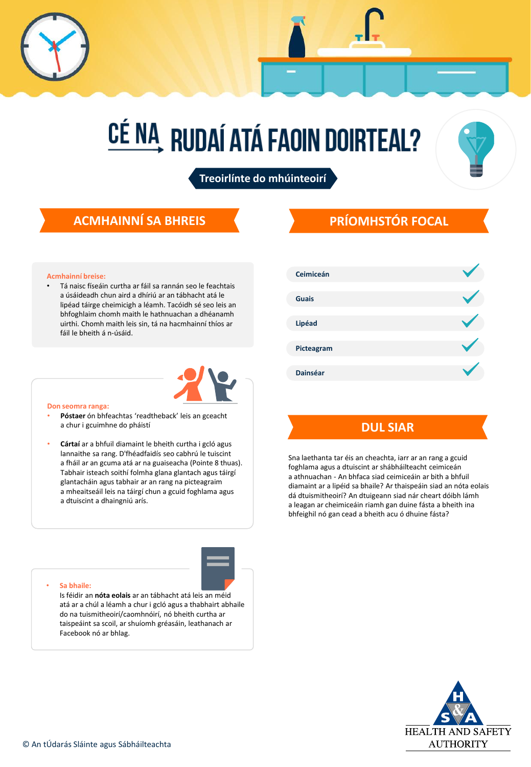# CÉ NA RUDAÍ ATÁ FAOIN DOIRTEAL?

**Treoirlínte do mhúinteoirí**

## ACMHAINNÍ SA BHREIS

**Acmhainní breise:**

- Tá naisc físeáin curtha ar fáil sa rannán seo le feachtais a úsáideadh chun aird a dhíriú ar an tábhacht atá le lipéad táirge cheimicigh a léamh. Tacóidh sé seo leis an bhfoghlaim chomh maith le hathnuachan a dhéanamh uirthi. Chomh maith leis sin, tá na hacmhainní thíos ar fáil le bheith á n-úsáid.

**Don seomra ranga:**

- **Póstaer** ón bhfeachtas 'readtheback' leis an gceacht a chur i gcuimhne do pháistí
- **Cártaí** ar a bhfuil diamaint le bheith curtha i gcló agus lannaithe sa rang. D'fhéadfaidís seo cabhrú le tuiscint a fháil ar an gcuma atá ar na guaiseacha (Pointe 8 thuas). Tabhair isteach soithí folmha glana glantach agus táirgí glantacháin agus tabhair ar an rang na picteagraim a mheaitseáil leis na táirgí chun a gcuid foghlama agus a dtuiscint a dhaingniú arís.

- **Sa bhaile:**
  Is féidir an **nóta eolais** ar an tábhacht atá leis an méid atá ar a chúl a léamh a chur i gcló agus a thabhairt abhaile do na tuismitheoirí/caomhnóirí, nó bheith curtha ar taispeáint sa scoil, ar shuíomh gréasáin, leathanach ar Facebook nó ar bhlag.

## PRÍOMHSTÓR FOCAL

- Ceimiceán ✓
- Guais ✓
- Lipéad ✓
- Picteagram ✓
- Dainséar ✓

## DUL SIAR

Sna laethanta tar éis an cheachta, iarr ar an rang a gcuid foghlama agus a dtuiscint ar shábháilteacht ceimiceán a athnuachan - An bhfaca siad ceimiceáin ar bith a bhfuil diamaint ar a lipéid sa bhaile? Ar thaispeáin siad an nóta eolais dá dtuismitheoirí? An dtuigeann siad nár cheart dóibh lámh a leagan ar cheimiceáin riamh gan duine fásta a bheith ina bhfeighil nó gan cead a bheith acu ó dhuine fásta?

© An tÚdarás Sláinte agus Sábháilteachta

HEALTH AND SAFETY AUTHORITY